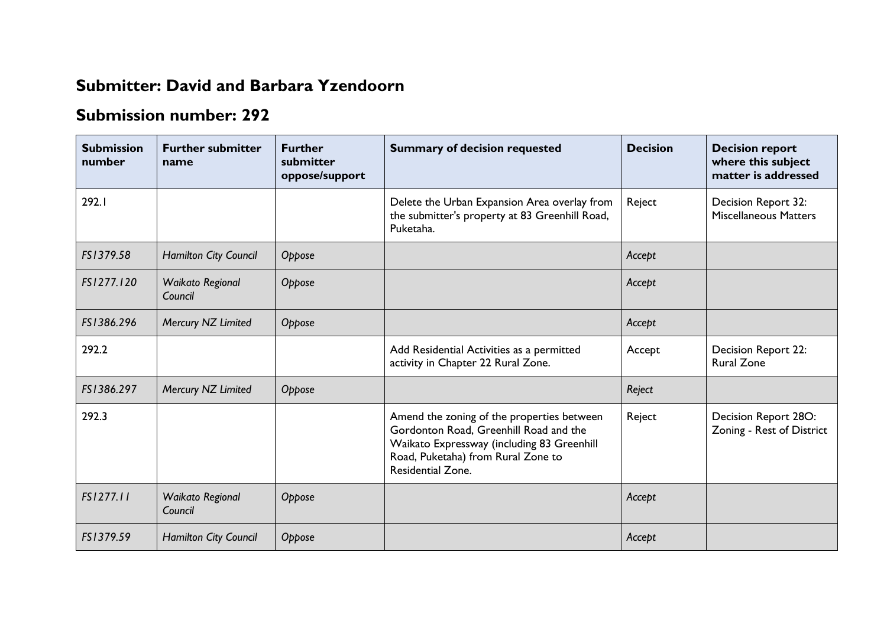## Submitter: David and Barbara Yzendoorn

## Submission number: 292

| Submission number | Further submitter name | Further submitter oppose/support | Summary of decision requested | Decision | Decision report where this subject matter is addressed |
|---|---|---|---|---|---|
| 292.1 | | | Delete the Urban Expansion Area overlay from the submitter's property at 83 Greenhill Road, Puketaha. | Reject | Decision Report 32: Miscellaneous Matters |
| *FS1379.58* | *Hamilton City Council* | *Oppose* | | *Accept* | |
| *FS1277.120* | *Waikato Regional Council* | *Oppose* | | *Accept* | |
| *FS1386.296* | *Mercury NZ Limited* | *Oppose* | | *Accept* | |
| 292.2 | | | Add Residential Activities as a permitted activity in Chapter 22 Rural Zone. | Accept | Decision Report 22: Rural Zone |
| *FS1386.297* | *Mercury NZ Limited* | *Oppose* | | *Reject* | |
| 292.3 | | | Amend the zoning of the properties between Gordonton Road, Greenhill Road and the Waikato Expressway (including 83 Greenhill Road, Puketaha) from Rural Zone to Residential Zone. | Reject | Decision Report 28O: Zoning - Rest of District |
| *FS1277.11* | *Waikato Regional Council* | *Oppose* | | *Accept* | |
| *FS1379.59* | *Hamilton City Council* | *Oppose* | | *Accept* | |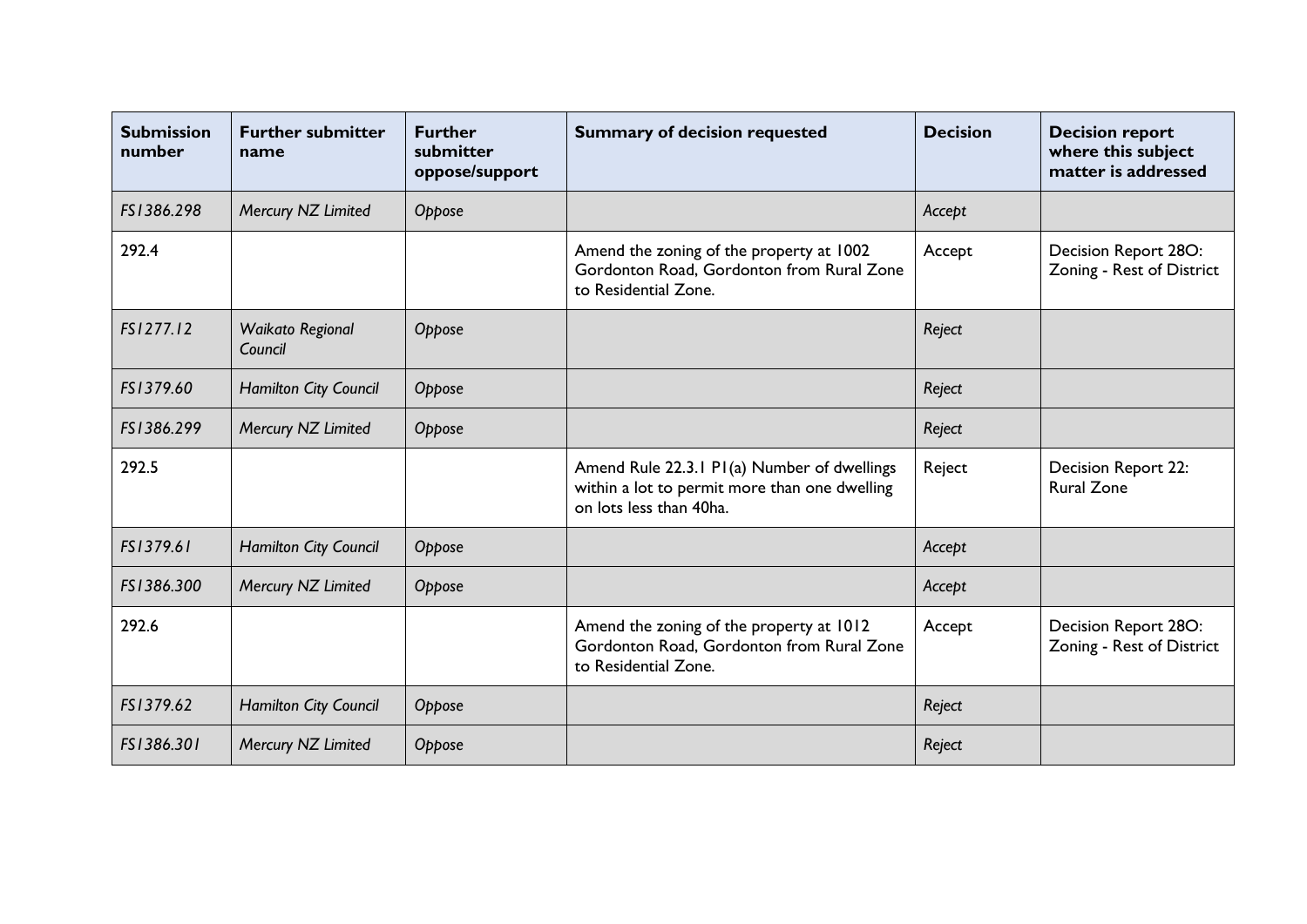| Submission number | Further submitter name | Further submitter oppose/support | Summary of decision requested | Decision | Decision report where this subject matter is addressed |
|---|---|---|---|---|---|
| *FS1386.298* | *Mercury NZ Limited* | *Oppose* | | *Accept* | |
| 292.4 | | | Amend the zoning of the property at 1002 Gordonton Road, Gordonton from Rural Zone to Residential Zone. | Accept | Decision Report 28O: Zoning - Rest of District |
| *FS1277.12* | *Waikato Regional Council* | *Oppose* | | *Reject* | |
| *FS1379.60* | *Hamilton City Council* | *Oppose* | | *Reject* | |
| *FS1386.299* | *Mercury NZ Limited* | *Oppose* | | *Reject* | |
| 292.5 | | | Amend Rule 22.3.1 P1(a) Number of dwellings within a lot to permit more than one dwelling on lots less than 40ha. | Reject | Decision Report 22: Rural Zone |
| *FS1379.61* | *Hamilton City Council* | *Oppose* | | *Accept* | |
| *FS1386.300* | *Mercury NZ Limited* | *Oppose* | | *Accept* | |
| 292.6 | | | Amend the zoning of the property at 1012 Gordonton Road, Gordonton from Rural Zone to Residential Zone. | Accept | Decision Report 28O: Zoning - Rest of District |
| *FS1379.62* | *Hamilton City Council* | *Oppose* | | *Reject* | |
| *FS1386.301* | *Mercury NZ Limited* | *Oppose* | | *Reject* | |